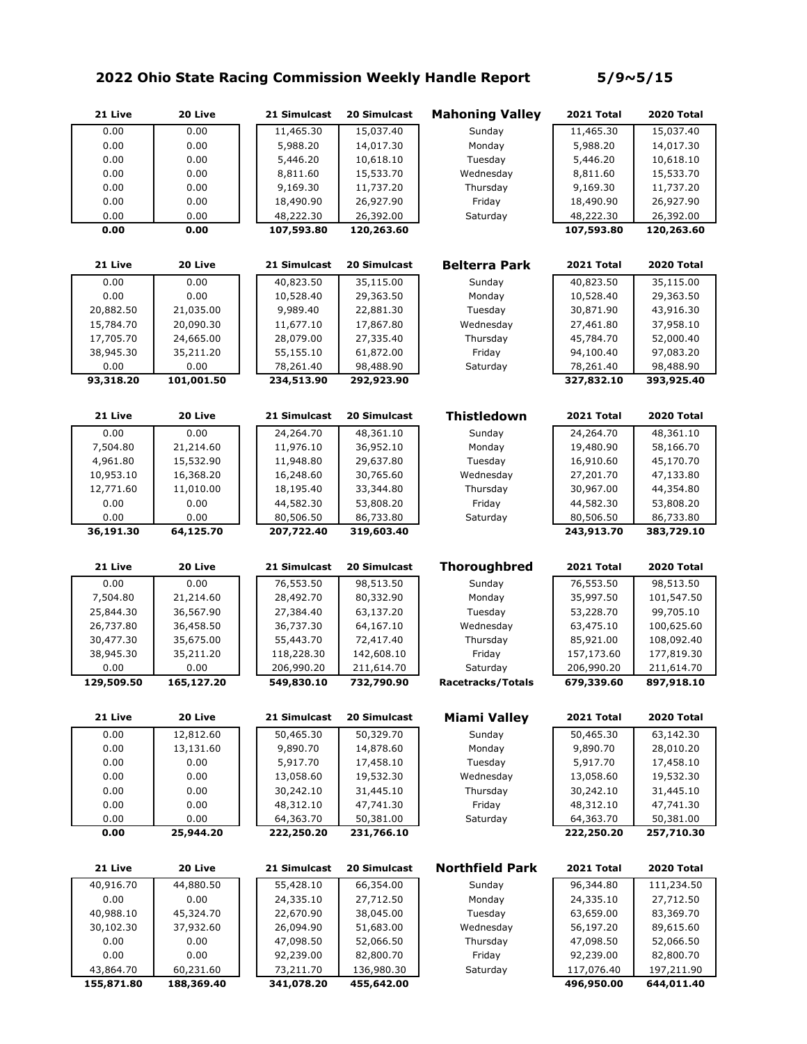# 2022 Ohio State Racing Commission Weekly Handle Report

**5/9~5/15**

## Mahoning Valley

| 21 Live | 20 Live | 21 Simulcast | 20 Simulcast | Mahoning Valley | 2021 Total | 2020 Total |
|---|---|---|---|---|---|---|
| 0.00 | 0.00 | 11,465.30 | 15,037.40 | Sunday | 11,465.30 | 15,037.40 |
| 0.00 | 0.00 | 5,988.20 | 14,017.30 | Monday | 5,988.20 | 14,017.30 |
| 0.00 | 0.00 | 5,446.20 | 10,618.10 | Tuesday | 5,446.20 | 10,618.10 |
| 0.00 | 0.00 | 8,811.60 | 15,533.70 | Wednesday | 8,811.60 | 15,533.70 |
| 0.00 | 0.00 | 9,169.30 | 11,737.20 | Thursday | 9,169.30 | 11,737.20 |
| 0.00 | 0.00 | 18,490.90 | 26,927.90 | Friday | 18,490.90 | 26,927.90 |
| 0.00 | 0.00 | 48,222.30 | 26,392.00 | Saturday | 48,222.30 | 26,392.00 |
| **0.00** | **0.00** | **107,593.80** | **120,263.60** | | **107,593.80** | **120,263.60** |

## Belterra Park

| 21 Live | 20 Live | 21 Simulcast | 20 Simulcast | Belterra Park | 2021 Total | 2020 Total |
|---|---|---|---|---|---|---|
| 0.00 | 0.00 | 40,823.50 | 35,115.00 | Sunday | 40,823.50 | 35,115.00 |
| 0.00 | 0.00 | 10,528.40 | 29,363.50 | Monday | 10,528.40 | 29,363.50 |
| 20,882.50 | 21,035.00 | 9,989.40 | 22,881.30 | Tuesday | 30,871.90 | 43,916.30 |
| 15,784.70 | 20,090.30 | 11,677.10 | 17,867.80 | Wednesday | 27,461.80 | 37,958.10 |
| 17,705.70 | 24,665.00 | 28,079.00 | 27,335.40 | Thursday | 45,784.70 | 52,000.40 |
| 38,945.30 | 35,211.20 | 55,155.10 | 61,872.00 | Friday | 94,100.40 | 97,083.20 |
| 0.00 | 0.00 | 78,261.40 | 98,488.90 | Saturday | 78,261.40 | 98,488.90 |
| **93,318.20** | **101,001.50** | **234,513.90** | **292,923.90** | | **327,832.10** | **393,925.40** |

## Thistledown

| 21 Live | 20 Live | 21 Simulcast | 20 Simulcast | Thistledown | 2021 Total | 2020 Total |
|---|---|---|---|---|---|---|
| 0.00 | 0.00 | 24,264.70 | 48,361.10 | Sunday | 24,264.70 | 48,361.10 |
| 7,504.80 | 21,214.60 | 11,976.10 | 36,952.10 | Monday | 19,480.90 | 58,166.70 |
| 4,961.80 | 15,532.90 | 11,948.80 | 29,637.80 | Tuesday | 16,910.60 | 45,170.70 |
| 10,953.10 | 16,368.20 | 16,248.60 | 30,765.60 | Wednesday | 27,201.70 | 47,133.80 |
| 12,771.60 | 11,010.00 | 18,195.40 | 33,344.80 | Thursday | 30,967.00 | 44,354.80 |
| 0.00 | 0.00 | 44,582.30 | 53,808.20 | Friday | 44,582.30 | 53,808.20 |
| 0.00 | 0.00 | 80,506.50 | 86,733.80 | Saturday | 80,506.50 | 86,733.80 |
| **36,191.30** | **64,125.70** | **207,722.40** | **319,603.40** | | **243,913.70** | **383,729.10** |

## Thoroughbred

| 21 Live | 20 Live | 21 Simulcast | 20 Simulcast | Thoroughbred | 2021 Total | 2020 Total |
|---|---|---|---|---|---|---|
| 0.00 | 0.00 | 76,553.50 | 98,513.50 | Sunday | 76,553.50 | 98,513.50 |
| 7,504.80 | 21,214.60 | 28,492.70 | 80,332.90 | Monday | 35,997.50 | 101,547.50 |
| 25,844.30 | 36,567.90 | 27,384.40 | 63,137.20 | Tuesday | 53,228.70 | 99,705.10 |
| 26,737.80 | 36,458.50 | 36,737.30 | 64,167.10 | Wednesday | 63,475.10 | 100,625.60 |
| 30,477.30 | 35,675.00 | 55,443.70 | 72,417.40 | Thursday | 85,921.00 | 108,092.40 |
| 38,945.30 | 35,211.20 | 118,228.30 | 142,608.10 | Friday | 157,173.60 | 177,819.30 |
| 0.00 | 0.00 | 206,990.20 | 211,614.70 | Saturday | 206,990.20 | 211,614.70 |
| **129,509.50** | **165,127.20** | **549,830.10** | **732,790.90** | **Racetracks/Totals** | **679,339.60** | **897,918.10** |

## Miami Valley

| 21 Live | 20 Live | 21 Simulcast | 20 Simulcast | Miami Valley | 2021 Total | 2020 Total |
|---|---|---|---|---|---|---|
| 0.00 | 12,812.60 | 50,465.30 | 50,329.70 | Sunday | 50,465.30 | 63,142.30 |
| 0.00 | 13,131.60 | 9,890.70 | 14,878.60 | Monday | 9,890.70 | 28,010.20 |
| 0.00 | 0.00 | 5,917.70 | 17,458.10 | Tuesday | 5,917.70 | 17,458.10 |
| 0.00 | 0.00 | 13,058.60 | 19,532.30 | Wednesday | 13,058.60 | 19,532.30 |
| 0.00 | 0.00 | 30,242.10 | 31,445.10 | Thursday | 30,242.10 | 31,445.10 |
| 0.00 | 0.00 | 48,312.10 | 47,741.30 | Friday | 48,312.10 | 47,741.30 |
| 0.00 | 0.00 | 64,363.70 | 50,381.00 | Saturday | 64,363.70 | 50,381.00 |
| **0.00** | **25,944.20** | **222,250.20** | **231,766.10** | | **222,250.20** | **257,710.30** |

## Northfield Park

| 21 Live | 20 Live | 21 Simulcast | 20 Simulcast | Northfield Park | 2021 Total | 2020 Total |
|---|---|---|---|---|---|---|
| 40,916.70 | 44,880.50 | 55,428.10 | 66,354.00 | Sunday | 96,344.80 | 111,234.50 |
| 0.00 | 0.00 | 24,335.10 | 27,712.50 | Monday | 24,335.10 | 27,712.50 |
| 40,988.10 | 45,324.70 | 22,670.90 | 38,045.00 | Tuesday | 63,659.00 | 83,369.70 |
| 30,102.30 | 37,932.60 | 26,094.90 | 51,683.00 | Wednesday | 56,197.20 | 89,615.60 |
| 0.00 | 0.00 | 47,098.50 | 52,066.50 | Thursday | 47,098.50 | 52,066.50 |
| 0.00 | 0.00 | 92,239.00 | 82,800.70 | Friday | 92,239.00 | 82,800.70 |
| 43,864.70 | 60,231.60 | 73,211.70 | 136,980.30 | Saturday | 117,076.40 | 197,211.90 |
| **155,871.80** | **188,369.40** | **341,078.20** | **455,642.00** | | **496,950.00** | **644,011.40** |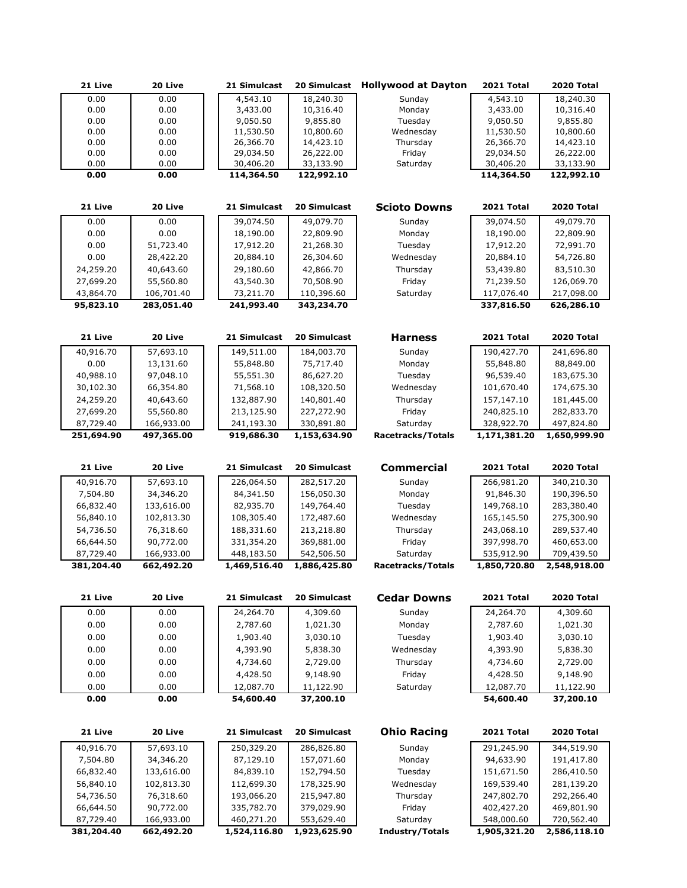| 21 Live | 20 Live | 21 Simulcast | 20 Simulcast | Hollywood at Dayton | 2021 Total | 2020 Total |
|---|---|---|---|---|---|---|
| 0.00 | 0.00 | 4,543.10 | 18,240.30 | Sunday | 4,543.10 | 18,240.30 |
| 0.00 | 0.00 | 3,433.00 | 10,316.40 | Monday | 3,433.00 | 10,316.40 |
| 0.00 | 0.00 | 9,050.50 | 9,855.80 | Tuesday | 9,050.50 | 9,855.80 |
| 0.00 | 0.00 | 11,530.50 | 10,800.60 | Wednesday | 11,530.50 | 10,800.60 |
| 0.00 | 0.00 | 26,366.70 | 14,423.10 | Thursday | 26,366.70 | 14,423.10 |
| 0.00 | 0.00 | 29,034.50 | 26,222.00 | Friday | 29,034.50 | 26,222.00 |
| 0.00 | 0.00 | 30,406.20 | 33,133.90 | Saturday | 30,406.20 | 33,133.90 |
| **0.00** | **0.00** | **114,364.50** | **122,992.10** | | **114,364.50** | **122,992.10** |

| 21 Live | 20 Live | 21 Simulcast | 20 Simulcast | Scioto Downs | 2021 Total | 2020 Total |
|---|---|---|---|---|---|---|
| 0.00 | 0.00 | 39,074.50 | 49,079.70 | Sunday | 39,074.50 | 49,079.70 |
| 0.00 | 0.00 | 18,190.00 | 22,809.90 | Monday | 18,190.00 | 22,809.90 |
| 0.00 | 51,723.40 | 17,912.20 | 21,268.30 | Tuesday | 17,912.20 | 72,991.70 |
| 0.00 | 28,422.20 | 20,884.10 | 26,304.60 | Wednesday | 20,884.10 | 54,726.80 |
| 24,259.20 | 40,643.60 | 29,180.60 | 42,866.70 | Thursday | 53,439.80 | 83,510.30 |
| 27,699.20 | 55,560.80 | 43,540.30 | 70,508.90 | Friday | 71,239.50 | 126,069.70 |
| 43,864.70 | 106,701.40 | 73,211.70 | 110,396.60 | Saturday | 117,076.40 | 217,098.00 |
| **95,823.10** | **283,051.40** | **241,993.40** | **343,234.70** | | **337,816.50** | **626,286.10** |

| 21 Live | 20 Live | 21 Simulcast | 20 Simulcast | Harness | 2021 Total | 2020 Total |
|---|---|---|---|---|---|---|
| 40,916.70 | 57,693.10 | 149,511.00 | 184,003.70 | Sunday | 190,427.70 | 241,696.80 |
| 0.00 | 13,131.60 | 55,848.80 | 75,717.40 | Monday | 55,848.80 | 88,849.00 |
| 40,988.10 | 97,048.10 | 55,551.30 | 86,627.20 | Tuesday | 96,539.40 | 183,675.30 |
| 30,102.30 | 66,354.80 | 71,568.10 | 108,320.50 | Wednesday | 101,670.40 | 174,675.30 |
| 24,259.20 | 40,643.60 | 132,887.90 | 140,801.40 | Thursday | 157,147.10 | 181,445.00 |
| 27,699.20 | 55,560.80 | 213,125.90 | 227,272.90 | Friday | 240,825.10 | 282,833.70 |
| 87,729.40 | 166,933.00 | 241,193.30 | 330,891.80 | Saturday | 328,922.70 | 497,824.80 |
| **251,694.90** | **497,365.00** | **919,686.30** | **1,153,634.90** | **Racetracks/Totals** | **1,171,381.20** | **1,650,999.90** |

| 21 Live | 20 Live | 21 Simulcast | 20 Simulcast | Commercial | 2021 Total | 2020 Total |
|---|---|---|---|---|---|---|
| 40,916.70 | 57,693.10 | 226,064.50 | 282,517.20 | Sunday | 266,981.20 | 340,210.30 |
| 7,504.80 | 34,346.20 | 84,341.50 | 156,050.30 | Monday | 91,846.30 | 190,396.50 |
| 66,832.40 | 133,616.00 | 82,935.70 | 149,764.40 | Tuesday | 149,768.10 | 283,380.40 |
| 56,840.10 | 102,813.30 | 108,305.40 | 172,487.60 | Wednesday | 165,145.50 | 275,300.90 |
| 54,736.50 | 76,318.60 | 188,331.60 | 213,218.80 | Thursday | 243,068.10 | 289,537.40 |
| 66,644.50 | 90,772.00 | 331,354.20 | 369,881.00 | Friday | 397,998.70 | 460,653.00 |
| 87,729.40 | 166,933.00 | 448,183.50 | 542,506.50 | Saturday | 535,912.90 | 709,439.50 |
| **381,204.40** | **662,492.20** | **1,469,516.40** | **1,886,425.80** | **Racetracks/Totals** | **1,850,720.80** | **2,548,918.00** |

| 21 Live | 20 Live | 21 Simulcast | 20 Simulcast | Cedar Downs | 2021 Total | 2020 Total |
|---|---|---|---|---|---|---|
| 0.00 | 0.00 | 24,264.70 | 4,309.60 | Sunday | 24,264.70 | 4,309.60 |
| 0.00 | 0.00 | 2,787.60 | 1,021.30 | Monday | 2,787.60 | 1,021.30 |
| 0.00 | 0.00 | 1,903.40 | 3,030.10 | Tuesday | 1,903.40 | 3,030.10 |
| 0.00 | 0.00 | 4,393.90 | 5,838.30 | Wednesday | 4,393.90 | 5,838.30 |
| 0.00 | 0.00 | 4,734.60 | 2,729.00 | Thursday | 4,734.60 | 2,729.00 |
| 0.00 | 0.00 | 4,428.50 | 9,148.90 | Friday | 4,428.50 | 9,148.90 |
| 0.00 | 0.00 | 12,087.70 | 11,122.90 | Saturday | 12,087.70 | 11,122.90 |
| **0.00** | **0.00** | **54,600.40** | **37,200.10** | | **54,600.40** | **37,200.10** |

| 21 Live | 20 Live | 21 Simulcast | 20 Simulcast | Ohio Racing | 2021 Total | 2020 Total |
|---|---|---|---|---|---|---|
| 40,916.70 | 57,693.10 | 250,329.20 | 286,826.80 | Sunday | 291,245.90 | 344,519.90 |
| 7,504.80 | 34,346.20 | 87,129.10 | 157,071.60 | Monday | 94,633.90 | 191,417.80 |
| 66,832.40 | 133,616.00 | 84,839.10 | 152,794.50 | Tuesday | 151,671.50 | 286,410.50 |
| 56,840.10 | 102,813.30 | 112,699.30 | 178,325.90 | Wednesday | 169,539.40 | 281,139.20 |
| 54,736.50 | 76,318.60 | 193,066.20 | 215,947.80 | Thursday | 247,802.70 | 292,266.40 |
| 66,644.50 | 90,772.00 | 335,782.70 | 379,029.90 | Friday | 402,427.20 | 469,801.90 |
| 87,729.40 | 166,933.00 | 460,271.20 | 553,629.40 | Saturday | 548,000.60 | 720,562.40 |
| **381,204.40** | **662,492.20** | **1,524,116.80** | **1,923,625.90** | **Industry/Totals** | **1,905,321.20** | **2,586,118.10** |